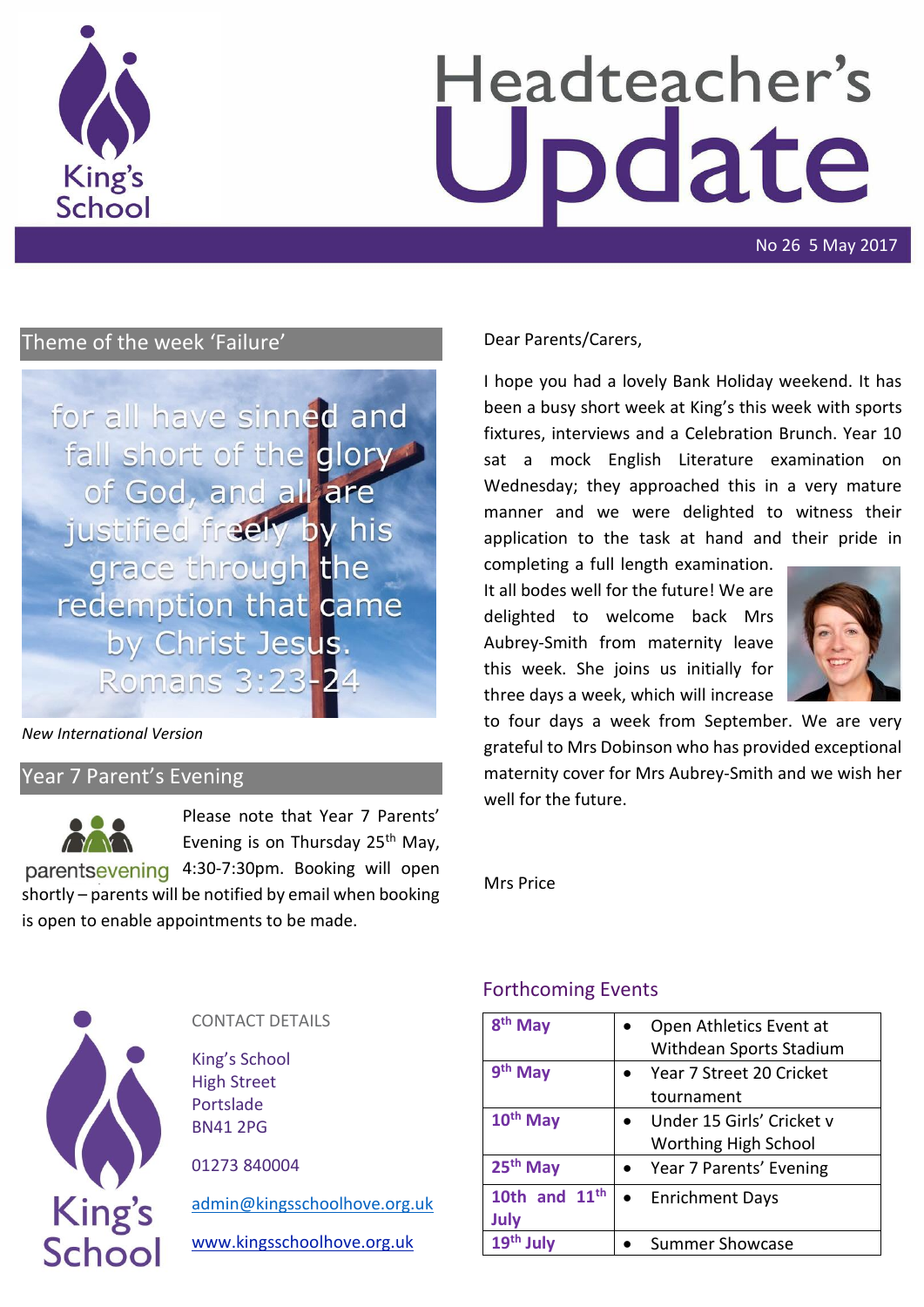# Headteacher's Update

No 26 5 May 2017

## Theme of the week 'Failure'

for all have sinned and fall short of the glory of God, and all are justified freely by his grace through the redemption that came by Christ Jesus.
Romans 3:23-24

*New International Version*

## Year 7 Parent's Evening

parentsevening

Please note that Year 7 Parents' Evening is on Thursday 25th May, 4:30-7:30pm. Booking will open shortly – parents will be notified by email when booking is open to enable appointments to be made.

Dear Parents/Carers,

I hope you had a lovely Bank Holiday weekend. It has been a busy short week at King's this week with sports fixtures, interviews and a Celebration Brunch. Year 10 sat a mock English Literature examination on Wednesday; they approached this in a very mature manner and we were delighted to witness their application to the task at hand and their pride in completing a full length examination. It all bodes well for the future! We are delighted to welcome back Mrs Aubrey-Smith from maternity leave this week. She joins us initially for three days a week, which will increase to four days a week from September. We are very grateful to Mrs Dobinson who has provided exceptional maternity cover for Mrs Aubrey-Smith and we wish her well for the future.

Mrs Price

## Forthcoming Events

| | |
|---|---|
| 8th May | • Open Athletics Event at Withdean Sports Stadium |
| 9th May | • Year 7 Street 20 Cricket tournament |
| 10th May | • Under 15 Girls' Cricket v Worthing High School |
| 25th May | • Year 7 Parents' Evening |
| 10th and 11th July | • Enrichment Days |
| 19th July | • Summer Showcase |

CONTACT DETAILS

King's School
High Street
Portslade
BN41 2PG

01273 840004

admin@kingsschoolhove.org.uk

www.kingsschoolhove.org.uk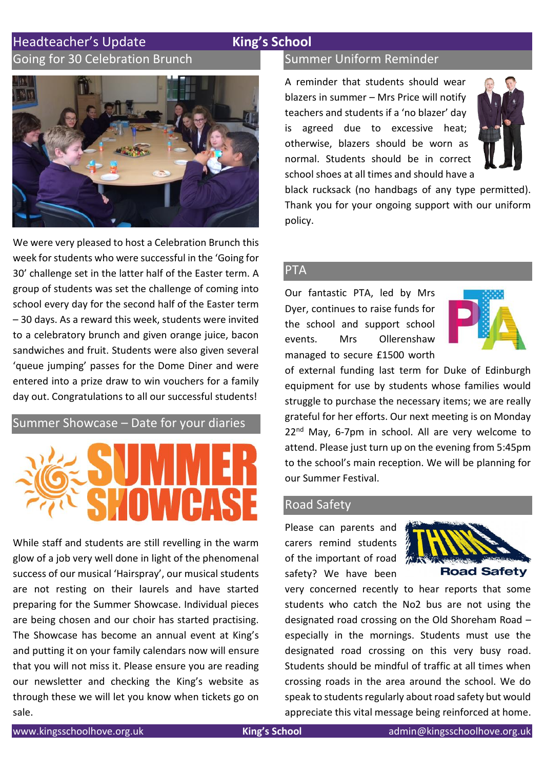## Headteacher's Update

### Going for 30 Celebration Brunch

We were very pleased to host a Celebration Brunch this week for students who were successful in the 'Going for 30' challenge set in the latter half of the Easter term. A group of students was set the challenge of coming into school every day for the second half of the Easter term – 30 days. As a reward this week, students were invited to a celebratory brunch and given orange juice, bacon sandwiches and fruit. Students were also given several 'queue jumping' passes for the Dome Diner and were entered into a prize draw to win vouchers for a family day out. Congratulations to all our successful students!

### Summer Showcase – Date for your diaries

While staff and students are still revelling in the warm glow of a job very well done in light of the phenomenal success of our musical 'Hairspray', our musical students are not resting on their laurels and have started preparing for the Summer Showcase. Individual pieces are being chosen and our choir has started practising. The Showcase has become an annual event at King's and putting it on your family calendars now will ensure that you will not miss it. Please ensure you are reading our newsletter and checking the King's website as through these we will let you know when tickets go on sale.

### Summer Uniform Reminder

A reminder that students should wear blazers in summer – Mrs Price will notify teachers and students if a 'no blazer' day is agreed due to excessive heat; otherwise, blazers should be worn as normal. Students should be in correct school shoes at all times and should have a black rucksack (no handbags of any type permitted). Thank you for your ongoing support with our uniform policy.

### PTA

Our fantastic PTA, led by Mrs Dyer, continues to raise funds for the school and support school events. Mrs Ollerenshaw managed to secure £1500 worth of external funding last term for Duke of Edinburgh equipment for use by students whose families would struggle to purchase the necessary items; we are really grateful for her efforts. Our next meeting is on Monday 22nd May, 6-7pm in school. All are very welcome to attend. Please just turn up on the evening from 5:45pm to the school's main reception. We will be planning for our Summer Festival.

### Road Safety

Please can parents and carers remind students of the important of road safety? We have been very concerned recently to hear reports that some students who catch the No2 bus are not using the designated road crossing on the Old Shoreham Road – especially in the mornings. Students must use the designated road crossing on this very busy road. Students should be mindful of traffic at all times when crossing roads in the area around the school. We do speak to students regularly about road safety but would appreciate this vital message being reinforced at home.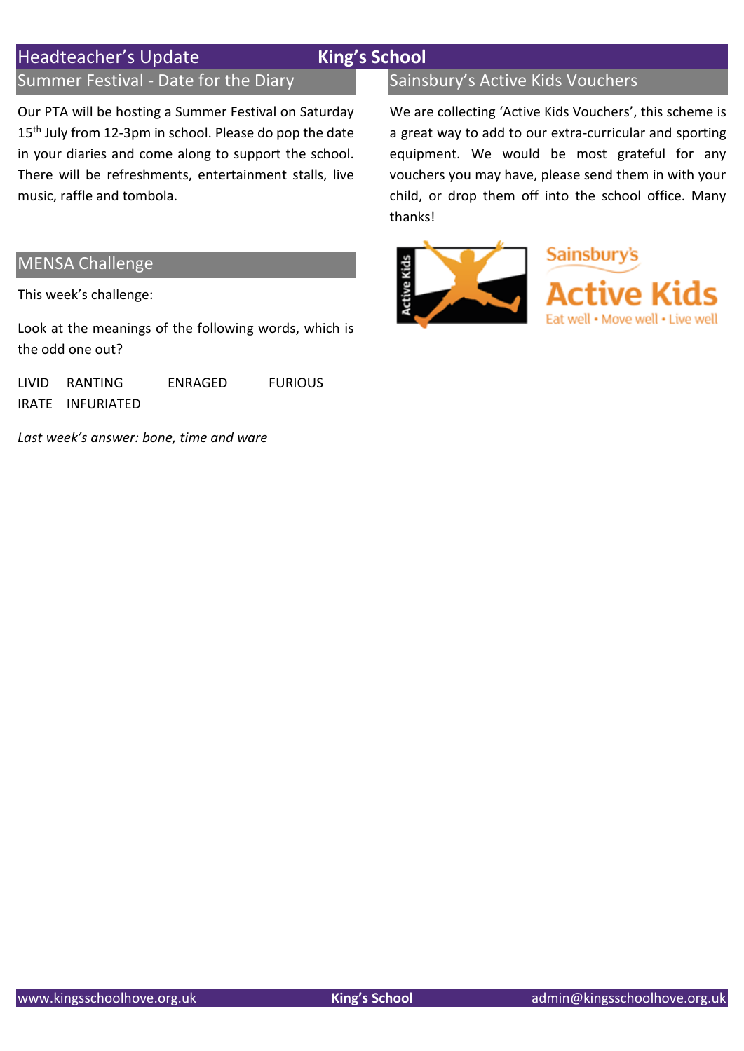## Headteacher's Update

### Summer Festival - Date for the Diary

Our PTA will be hosting a Summer Festival on Saturday 15th July from 12-3pm in school. Please do pop the date in your diaries and come along to support the school. There will be refreshments, entertainment stalls, live music, raffle and tombola.

### MENSA Challenge

This week's challenge:

Look at the meanings of the following words, which is the odd one out?

LIVID RANTING ENRAGED FURIOUS
IRATE INFURIATED

*Last week's answer: bone, time and ware*

### Sainsbury's Active Kids Vouchers

We are collecting 'Active Kids Vouchers', this scheme is a great way to add to our extra-curricular and sporting equipment. We would be most grateful for any vouchers you may have, please send them in with your child, or drop them off into the school office. Many thanks!

Sainsbury's Active Kids
Eat well • Move well • Live well